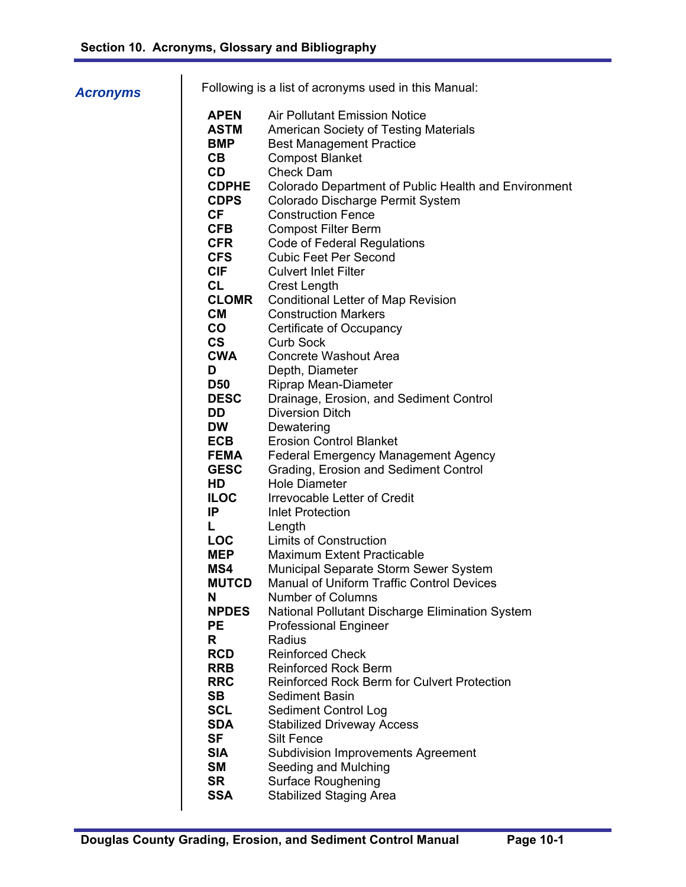## Acronyms

Following is a list of acronyms used in this Manual:

| | |
|---|---|
| **APEN** | Air Pollutant Emission Notice |
| **ASTM** | American Society of Testing Materials |
| **BMP** | Best Management Practice |
| **CB** | Compost Blanket |
| **CD** | Check Dam |
| **CDPHE** | Colorado Department of Public Health and Environment |
| **CDPS** | Colorado Discharge Permit System |
| **CF** | Construction Fence |
| **CFB** | Compost Filter Berm |
| **CFR** | Code of Federal Regulations |
| **CFS** | Cubic Feet Per Second |
| **CIF** | Culvert Inlet Filter |
| **CL** | Crest Length |
| **CLOMR** | Conditional Letter of Map Revision |
| **CM** | Construction Markers |
| **CO** | Certificate of Occupancy |
| **CS** | Curb Sock |
| **CWA** | Concrete Washout Area |
| **D** | Depth, Diameter |
| **D50** | Riprap Mean-Diameter |
| **DESC** | Drainage, Erosion, and Sediment Control |
| **DD** | Diversion Ditch |
| **DW** | Dewatering |
| **ECB** | Erosion Control Blanket |
| **FEMA** | Federal Emergency Management Agency |
| **GESC** | Grading, Erosion and Sediment Control |
| **HD** | Hole Diameter |
| **ILOC** | Irrevocable Letter of Credit |
| **IP** | Inlet Protection |
| **L** | Length |
| **LOC** | Limits of Construction |
| **MEP** | Maximum Extent Practicable |
| **MS4** | Municipal Separate Storm Sewer System |
| **MUTCD** | Manual of Uniform Traffic Control Devices |
| **N** | Number of Columns |
| **NPDES** | National Pollutant Discharge Elimination System |
| **PE** | Professional Engineer |
| **R** | Radius |
| **RCD** | Reinforced Check |
| **RRB** | Reinforced Rock Berm |
| **RRC** | Reinforced Rock Berm for Culvert Protection |
| **SB** | Sediment Basin |
| **SCL** | Sediment Control Log |
| **SDA** | Stabilized Driveway Access |
| **SF** | Silt Fence |
| **SIA** | Subdivision Improvements Agreement |
| **SM** | Seeding and Mulching |
| **SR** | Surface Roughening |
| **SSA** | Stabilized Staging Area |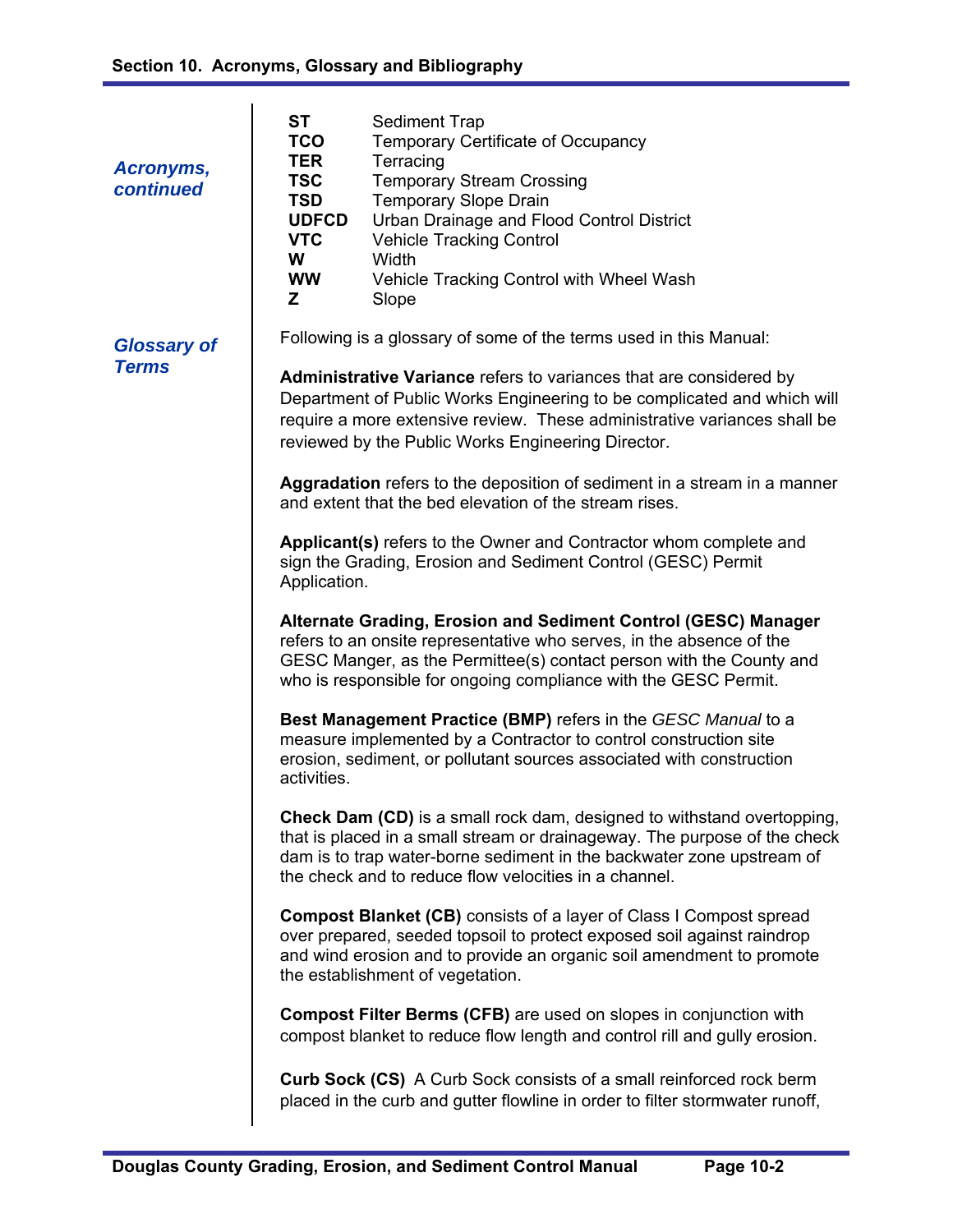### Acronyms, continued

| | |
|---|---|
| **ST** | Sediment Trap |
| **TCO** | Temporary Certificate of Occupancy |
| **TER** | Terracing |
| **TSC** | Temporary Stream Crossing |
| **TSD** | Temporary Slope Drain |
| **UDFCD** | Urban Drainage and Flood Control District |
| **VTC** | Vehicle Tracking Control |
| **W** | Width |
| **WW** | Vehicle Tracking Control with Wheel Wash |
| **Z** | Slope |

### Glossary of Terms

Following is a glossary of some of the terms used in this Manual:

**Administrative Variance** refers to variances that are considered by Department of Public Works Engineering to be complicated and which will require a more extensive review. These administrative variances shall be reviewed by the Public Works Engineering Director.

**Aggradation** refers to the deposition of sediment in a stream in a manner and extent that the bed elevation of the stream rises.

**Applicant(s)** refers to the Owner and Contractor whom complete and sign the Grading, Erosion and Sediment Control (GESC) Permit Application.

**Alternate Grading, Erosion and Sediment Control (GESC) Manager** refers to an onsite representative who serves, in the absence of the GESC Manger, as the Permittee(s) contact person with the County and who is responsible for ongoing compliance with the GESC Permit.

**Best Management Practice (BMP)** refers in the *GESC Manual* to a measure implemented by a Contractor to control construction site erosion, sediment, or pollutant sources associated with construction activities.

**Check Dam (CD)** is a small rock dam, designed to withstand overtopping, that is placed in a small stream or drainageway. The purpose of the check dam is to trap water-borne sediment in the backwater zone upstream of the check and to reduce flow velocities in a channel.

**Compost Blanket (CB)** consists of a layer of Class I Compost spread over prepared, seeded topsoil to protect exposed soil against raindrop and wind erosion and to provide an organic soil amendment to promote the establishment of vegetation.

**Compost Filter Berms (CFB)** are used on slopes in conjunction with compost blanket to reduce flow length and control rill and gully erosion.

**Curb Sock (CS)** A Curb Sock consists of a small reinforced rock berm placed in the curb and gutter flowline in order to filter stormwater runoff,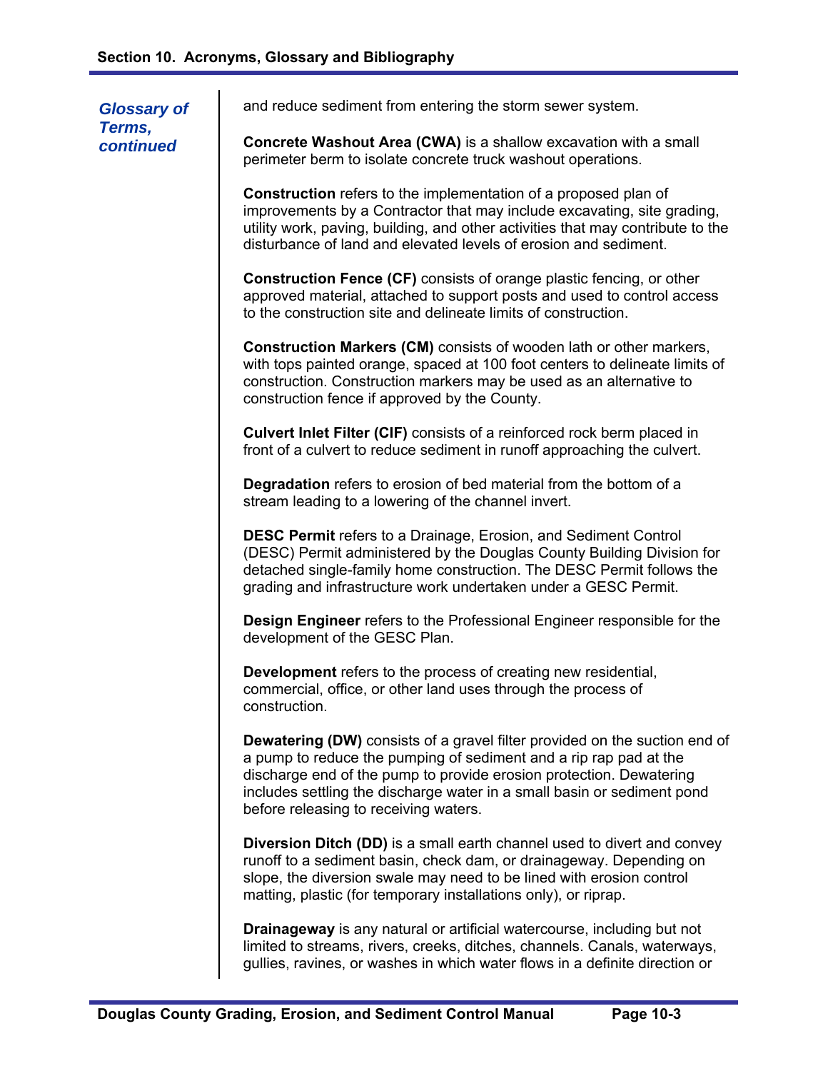*Glossary of Terms, continued*

and reduce sediment from entering the storm sewer system.

**Concrete Washout Area (CWA)** is a shallow excavation with a small perimeter berm to isolate concrete truck washout operations.

**Construction** refers to the implementation of a proposed plan of improvements by a Contractor that may include excavating, site grading, utility work, paving, building, and other activities that may contribute to the disturbance of land and elevated levels of erosion and sediment.

**Construction Fence (CF)** consists of orange plastic fencing, or other approved material, attached to support posts and used to control access to the construction site and delineate limits of construction.

**Construction Markers (CM)** consists of wooden lath or other markers, with tops painted orange, spaced at 100 foot centers to delineate limits of construction. Construction markers may be used as an alternative to construction fence if approved by the County.

**Culvert Inlet Filter (CIF)** consists of a reinforced rock berm placed in front of a culvert to reduce sediment in runoff approaching the culvert.

**Degradation** refers to erosion of bed material from the bottom of a stream leading to a lowering of the channel invert.

**DESC Permit** refers to a Drainage, Erosion, and Sediment Control (DESC) Permit administered by the Douglas County Building Division for detached single-family home construction. The DESC Permit follows the grading and infrastructure work undertaken under a GESC Permit.

**Design Engineer** refers to the Professional Engineer responsible for the development of the GESC Plan.

**Development** refers to the process of creating new residential, commercial, office, or other land uses through the process of construction.

**Dewatering (DW)** consists of a gravel filter provided on the suction end of a pump to reduce the pumping of sediment and a rip rap pad at the discharge end of the pump to provide erosion protection. Dewatering includes settling the discharge water in a small basin or sediment pond before releasing to receiving waters.

**Diversion Ditch (DD)** is a small earth channel used to divert and convey runoff to a sediment basin, check dam, or drainageway. Depending on slope, the diversion swale may need to be lined with erosion control matting, plastic (for temporary installations only), or riprap.

**Drainageway** is any natural or artificial watercourse, including but not limited to streams, rivers, creeks, ditches, channels. Canals, waterways, gullies, ravines, or washes in which water flows in a definite direction or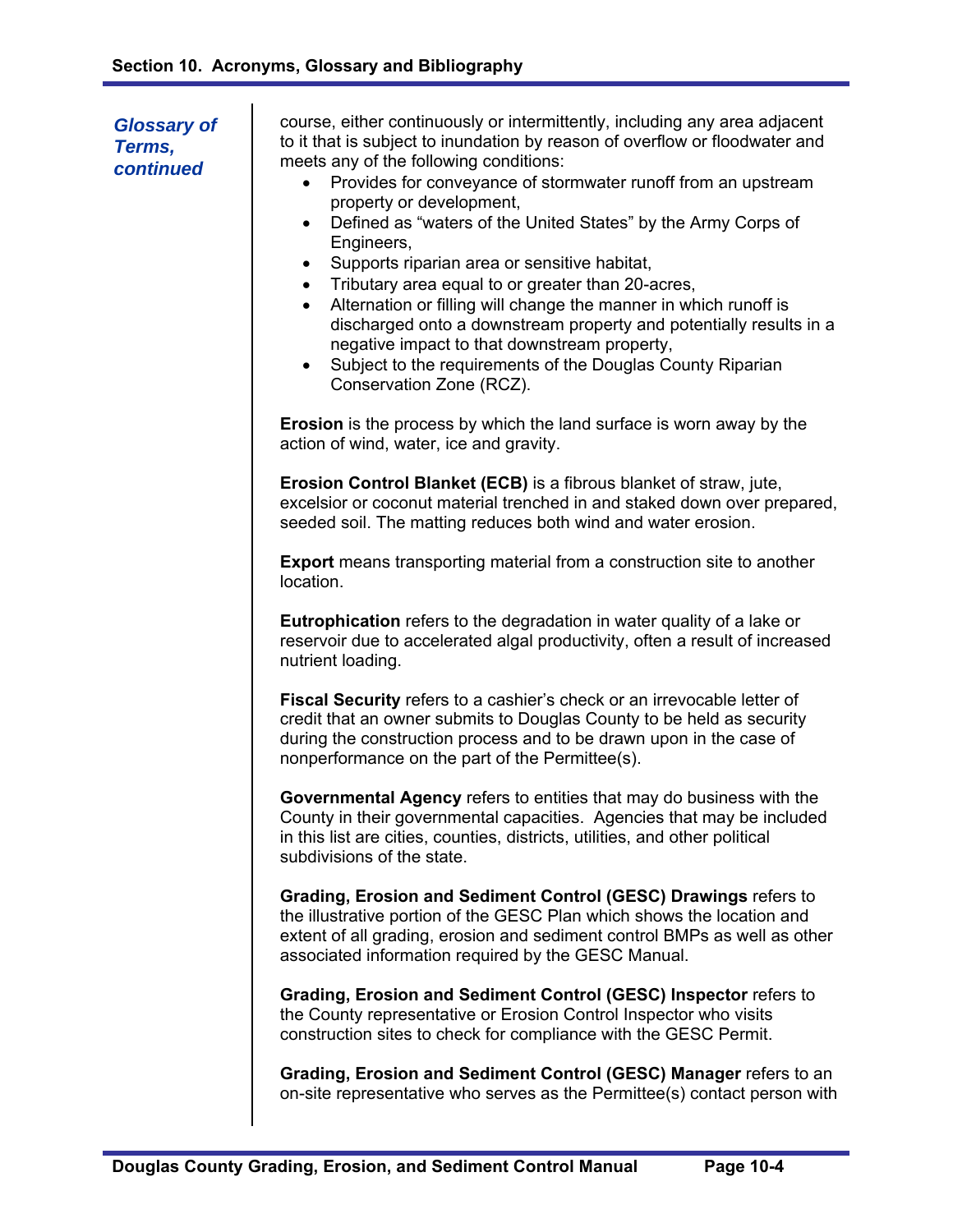*Glossary of Terms, continued*

course, either continuously or intermittently, including any area adjacent to it that is subject to inundation by reason of overflow or floodwater and meets any of the following conditions:

- Provides for conveyance of stormwater runoff from an upstream property or development,
- Defined as "waters of the United States" by the Army Corps of Engineers,
- Supports riparian area or sensitive habitat,
- Tributary area equal to or greater than 20-acres,
- Alternation or filling will change the manner in which runoff is discharged onto a downstream property and potentially results in a negative impact to that downstream property,
- Subject to the requirements of the Douglas County Riparian Conservation Zone (RCZ).

**Erosion** is the process by which the land surface is worn away by the action of wind, water, ice and gravity.

**Erosion Control Blanket (ECB)** is a fibrous blanket of straw, jute, excelsior or coconut material trenched in and staked down over prepared, seeded soil. The matting reduces both wind and water erosion.

**Export** means transporting material from a construction site to another location.

**Eutrophication** refers to the degradation in water quality of a lake or reservoir due to accelerated algal productivity, often a result of increased nutrient loading.

**Fiscal Security** refers to a cashier's check or an irrevocable letter of credit that an owner submits to Douglas County to be held as security during the construction process and to be drawn upon in the case of nonperformance on the part of the Permittee(s).

**Governmental Agency** refers to entities that may do business with the County in their governmental capacities. Agencies that may be included in this list are cities, counties, districts, utilities, and other political subdivisions of the state.

**Grading, Erosion and Sediment Control (GESC) Drawings** refers to the illustrative portion of the GESC Plan which shows the location and extent of all grading, erosion and sediment control BMPs as well as other associated information required by the GESC Manual.

**Grading, Erosion and Sediment Control (GESC) Inspector** refers to the County representative or Erosion Control Inspector who visits construction sites to check for compliance with the GESC Permit.

**Grading, Erosion and Sediment Control (GESC) Manager** refers to an on-site representative who serves as the Permittee(s) contact person with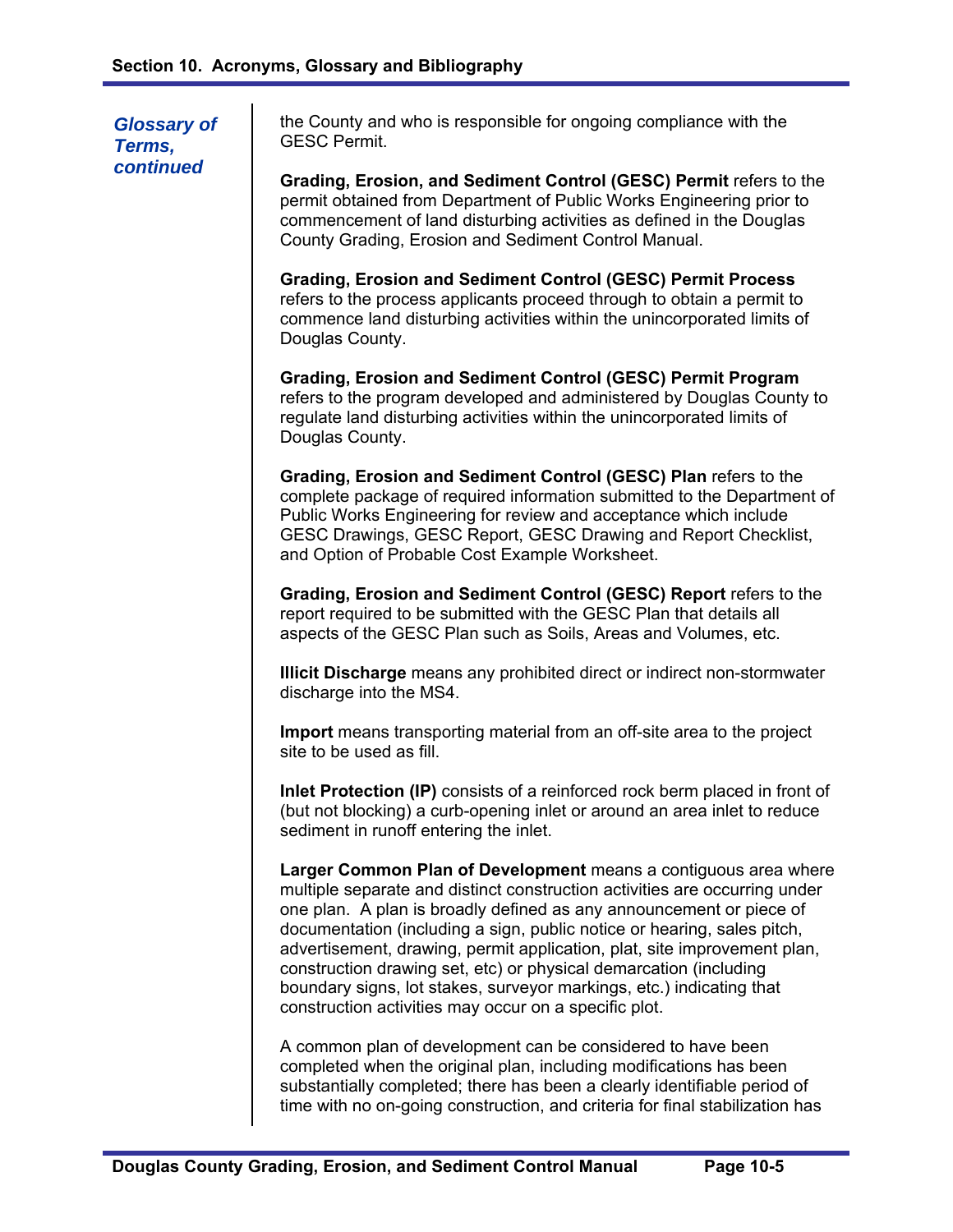*Glossary of Terms, continued*

the County and who is responsible for ongoing compliance with the GESC Permit.

**Grading, Erosion, and Sediment Control (GESC) Permit** refers to the permit obtained from Department of Public Works Engineering prior to commencement of land disturbing activities as defined in the Douglas County Grading, Erosion and Sediment Control Manual.

**Grading, Erosion and Sediment Control (GESC) Permit Process** refers to the process applicants proceed through to obtain a permit to commence land disturbing activities within the unincorporated limits of Douglas County.

**Grading, Erosion and Sediment Control (GESC) Permit Program** refers to the program developed and administered by Douglas County to regulate land disturbing activities within the unincorporated limits of Douglas County.

**Grading, Erosion and Sediment Control (GESC) Plan** refers to the complete package of required information submitted to the Department of Public Works Engineering for review and acceptance which include GESC Drawings, GESC Report, GESC Drawing and Report Checklist, and Option of Probable Cost Example Worksheet.

**Grading, Erosion and Sediment Control (GESC) Report** refers to the report required to be submitted with the GESC Plan that details all aspects of the GESC Plan such as Soils, Areas and Volumes, etc.

**Illicit Discharge** means any prohibited direct or indirect non-stormwater discharge into the MS4.

**Import** means transporting material from an off-site area to the project site to be used as fill.

**Inlet Protection (IP)** consists of a reinforced rock berm placed in front of (but not blocking) a curb-opening inlet or around an area inlet to reduce sediment in runoff entering the inlet.

**Larger Common Plan of Development** means a contiguous area where multiple separate and distinct construction activities are occurring under one plan. A plan is broadly defined as any announcement or piece of documentation (including a sign, public notice or hearing, sales pitch, advertisement, drawing, permit application, plat, site improvement plan, construction drawing set, etc) or physical demarcation (including boundary signs, lot stakes, surveyor markings, etc.) indicating that construction activities may occur on a specific plot.

A common plan of development can be considered to have been completed when the original plan, including modifications has been substantially completed; there has been a clearly identifiable period of time with no on-going construction, and criteria for final stabilization has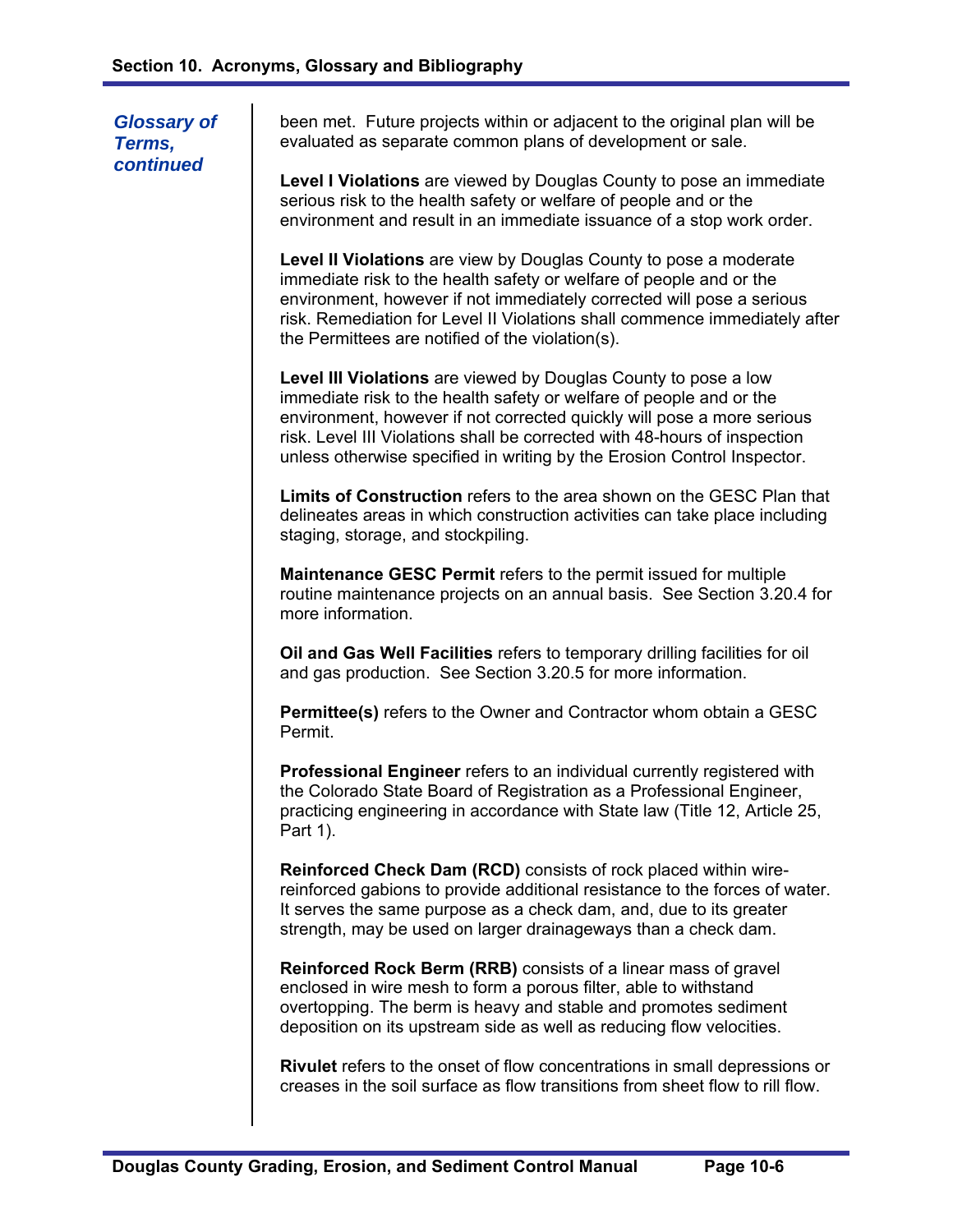*Glossary of Terms, continued*

been met. Future projects within or adjacent to the original plan will be evaluated as separate common plans of development or sale.

**Level I Violations** are viewed by Douglas County to pose an immediate serious risk to the health safety or welfare of people and or the environment and result in an immediate issuance of a stop work order.

**Level II Violations** are view by Douglas County to pose a moderate immediate risk to the health safety or welfare of people and or the environment, however if not immediately corrected will pose a serious risk. Remediation for Level II Violations shall commence immediately after the Permittees are notified of the violation(s).

**Level III Violations** are viewed by Douglas County to pose a low immediate risk to the health safety or welfare of people and or the environment, however if not corrected quickly will pose a more serious risk. Level III Violations shall be corrected with 48-hours of inspection unless otherwise specified in writing by the Erosion Control Inspector.

**Limits of Construction** refers to the area shown on the GESC Plan that delineates areas in which construction activities can take place including staging, storage, and stockpiling.

**Maintenance GESC Permit** refers to the permit issued for multiple routine maintenance projects on an annual basis. See Section 3.20.4 for more information.

**Oil and Gas Well Facilities** refers to temporary drilling facilities for oil and gas production. See Section 3.20.5 for more information.

**Permittee(s)** refers to the Owner and Contractor whom obtain a GESC Permit.

**Professional Engineer** refers to an individual currently registered with the Colorado State Board of Registration as a Professional Engineer, practicing engineering in accordance with State law (Title 12, Article 25, Part 1).

**Reinforced Check Dam (RCD)** consists of rock placed within wire-reinforced gabions to provide additional resistance to the forces of water. It serves the same purpose as a check dam, and, due to its greater strength, may be used on larger drainageways than a check dam.

**Reinforced Rock Berm (RRB)** consists of a linear mass of gravel enclosed in wire mesh to form a porous filter, able to withstand overtopping. The berm is heavy and stable and promotes sediment deposition on its upstream side as well as reducing flow velocities.

**Rivulet** refers to the onset of flow concentrations in small depressions or creases in the soil surface as flow transitions from sheet flow to rill flow.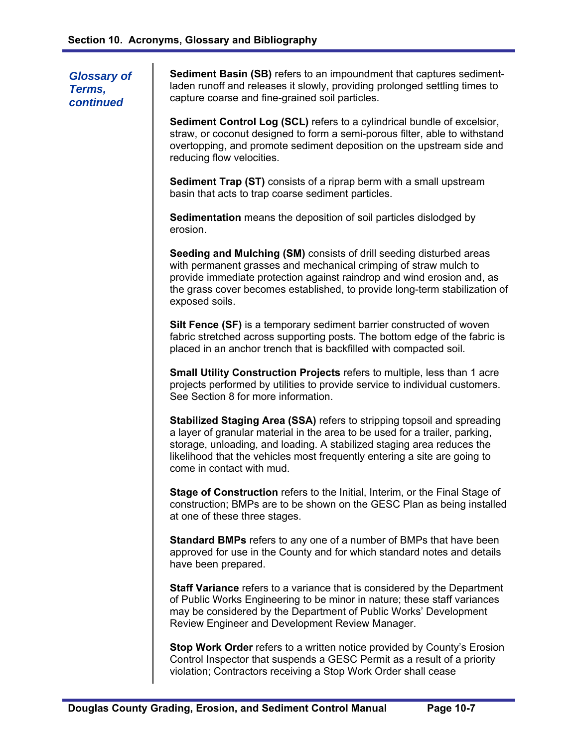## *Glossary of Terms, continued*

**Sediment Basin (SB)** refers to an impoundment that captures sediment-laden runoff and releases it slowly, providing prolonged settling times to capture coarse and fine-grained soil particles.

**Sediment Control Log (SCL)** refers to a cylindrical bundle of excelsior, straw, or coconut designed to form a semi-porous filter, able to withstand overtopping, and promote sediment deposition on the upstream side and reducing flow velocities.

**Sediment Trap (ST)** consists of a riprap berm with a small upstream basin that acts to trap coarse sediment particles.

**Sedimentation** means the deposition of soil particles dislodged by erosion.

**Seeding and Mulching (SM)** consists of drill seeding disturbed areas with permanent grasses and mechanical crimping of straw mulch to provide immediate protection against raindrop and wind erosion and, as the grass cover becomes established, to provide long-term stabilization of exposed soils.

**Silt Fence (SF)** is a temporary sediment barrier constructed of woven fabric stretched across supporting posts. The bottom edge of the fabric is placed in an anchor trench that is backfilled with compacted soil.

**Small Utility Construction Projects** refers to multiple, less than 1 acre projects performed by utilities to provide service to individual customers. See Section 8 for more information.

**Stabilized Staging Area (SSA)** refers to stripping topsoil and spreading a layer of granular material in the area to be used for a trailer, parking, storage, unloading, and loading. A stabilized staging area reduces the likelihood that the vehicles most frequently entering a site are going to come in contact with mud.

**Stage of Construction** refers to the Initial, Interim, or the Final Stage of construction; BMPs are to be shown on the GESC Plan as being installed at one of these three stages.

**Standard BMPs** refers to any one of a number of BMPs that have been approved for use in the County and for which standard notes and details have been prepared.

**Staff Variance** refers to a variance that is considered by the Department of Public Works Engineering to be minor in nature; these staff variances may be considered by the Department of Public Works' Development Review Engineer and Development Review Manager.

**Stop Work Order** refers to a written notice provided by County's Erosion Control Inspector that suspends a GESC Permit as a result of a priority violation; Contractors receiving a Stop Work Order shall cease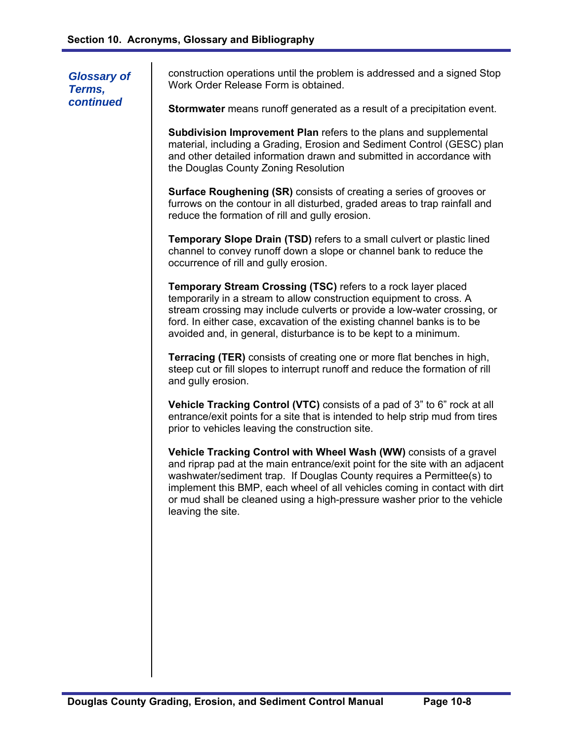*Glossary of Terms, continued*

construction operations until the problem is addressed and a signed Stop Work Order Release Form is obtained.

**Stormwater** means runoff generated as a result of a precipitation event.

**Subdivision Improvement Plan** refers to the plans and supplemental material, including a Grading, Erosion and Sediment Control (GESC) plan and other detailed information drawn and submitted in accordance with the Douglas County Zoning Resolution

**Surface Roughening (SR)** consists of creating a series of grooves or furrows on the contour in all disturbed, graded areas to trap rainfall and reduce the formation of rill and gully erosion.

**Temporary Slope Drain (TSD)** refers to a small culvert or plastic lined channel to convey runoff down a slope or channel bank to reduce the occurrence of rill and gully erosion.

**Temporary Stream Crossing (TSC)** refers to a rock layer placed temporarily in a stream to allow construction equipment to cross. A stream crossing may include culverts or provide a low-water crossing, or ford. In either case, excavation of the existing channel banks is to be avoided and, in general, disturbance is to be kept to a minimum.

**Terracing (TER)** consists of creating one or more flat benches in high, steep cut or fill slopes to interrupt runoff and reduce the formation of rill and gully erosion.

**Vehicle Tracking Control (VTC)** consists of a pad of 3" to 6" rock at all entrance/exit points for a site that is intended to help strip mud from tires prior to vehicles leaving the construction site.

**Vehicle Tracking Control with Wheel Wash (WW)** consists of a gravel and riprap pad at the main entrance/exit point for the site with an adjacent washwater/sediment trap. If Douglas County requires a Permittee(s) to implement this BMP, each wheel of all vehicles coming in contact with dirt or mud shall be cleaned using a high-pressure washer prior to the vehicle leaving the site.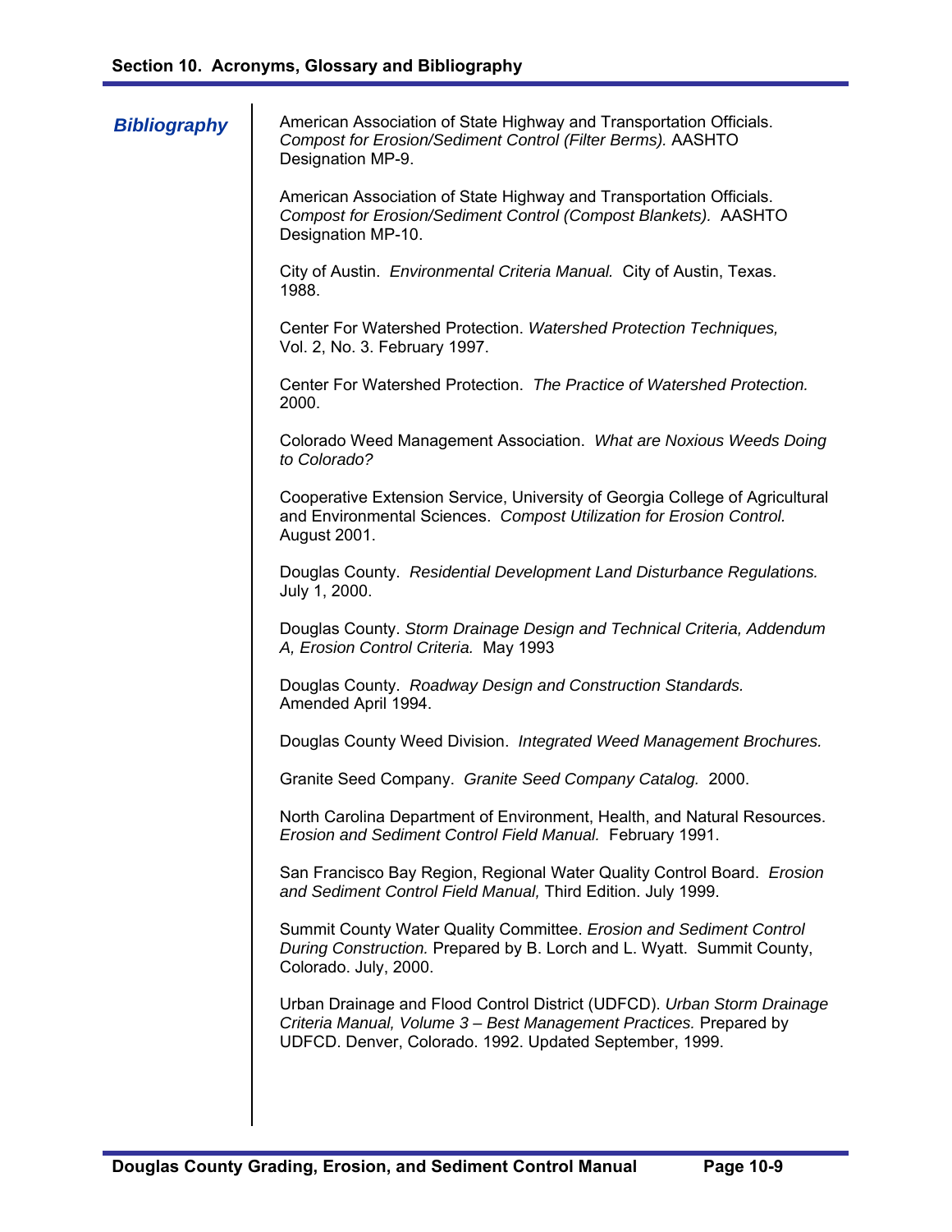## Bibliography

American Association of State Highway and Transportation Officials. *Compost for Erosion/Sediment Control (Filter Berms).* AASHTO Designation MP-9.

American Association of State Highway and Transportation Officials. *Compost for Erosion/Sediment Control (Compost Blankets).* AASHTO Designation MP-10.

City of Austin. *Environmental Criteria Manual.* City of Austin, Texas. 1988.

Center For Watershed Protection. *Watershed Protection Techniques,* Vol. 2, No. 3. February 1997.

Center For Watershed Protection. *The Practice of Watershed Protection.* 2000.

Colorado Weed Management Association. *What are Noxious Weeds Doing to Colorado?*

Cooperative Extension Service, University of Georgia College of Agricultural and Environmental Sciences. *Compost Utilization for Erosion Control.* August 2001.

Douglas County. *Residential Development Land Disturbance Regulations.* July 1, 2000.

Douglas County. *Storm Drainage Design and Technical Criteria, Addendum A, Erosion Control Criteria.* May 1993

Douglas County. *Roadway Design and Construction Standards.* Amended April 1994.

Douglas County Weed Division. *Integrated Weed Management Brochures.*

Granite Seed Company. *Granite Seed Company Catalog.* 2000.

North Carolina Department of Environment, Health, and Natural Resources. *Erosion and Sediment Control Field Manual.* February 1991.

San Francisco Bay Region, Regional Water Quality Control Board. *Erosion and Sediment Control Field Manual,* Third Edition. July 1999.

Summit County Water Quality Committee. *Erosion and Sediment Control During Construction.* Prepared by B. Lorch and L. Wyatt. Summit County, Colorado. July, 2000.

Urban Drainage and Flood Control District (UDFCD). *Urban Storm Drainage Criteria Manual, Volume 3 – Best Management Practices.* Prepared by UDFCD. Denver, Colorado. 1992. Updated September, 1999.